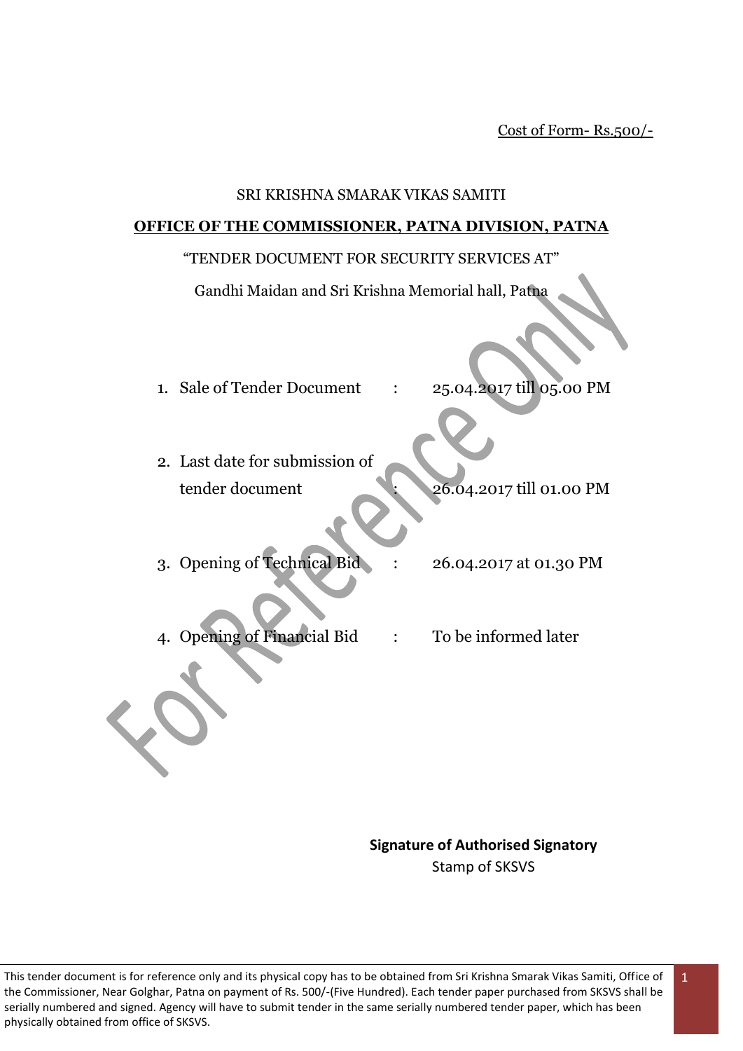Cost of Form- Rs.500/-

SRI KRISHNA SMARAK VIKAS SAMITI

**OFFICE OF THE COMMISSIONER, PATNA DIVISION, PATNA**

"TENDER DOCUMENT FOR SECURITY SERVICES AT"

Gandhi Maidan and Sri Krishna Memorial hall, Patna

1. Sale of Tender Document : 25.04.2017 till 05.00 PM
2. Last date for submission of tender document : 26.04.2017 till 01.00 PM
3. Opening of Technical Bid : 26.04.2017 at 01.30 PM
4. Opening of Financial Bid : To be informed later

**Signature of Authorised Signatory**
Stamp of SKSVS

This tender document is for reference only and its physical copy has to be obtained from Sri Krishna Smarak Vikas Samiti, Office of the Commissioner, Near Golghar, Patna on payment of Rs. 500/-(Five Hundred). Each tender paper purchased from SKSVS shall be serially numbered and signed. Agency will have to submit tender in the same serially numbered tender paper, which has been physically obtained from office of SKSVS.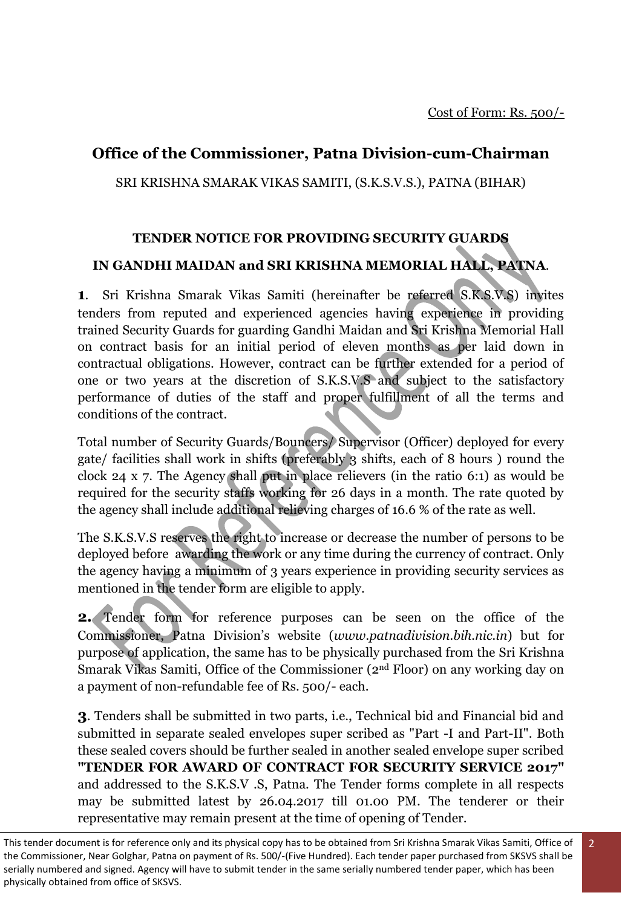Cost of Form: Rs. 500/-

## Office of the Commissioner, Patna Division-cum-Chairman

SRI KRISHNA SMARAK VIKAS SAMITI, (S.K.S.V.S.), PATNA (BIHAR)

**TENDER NOTICE FOR PROVIDING SECURITY GUARDS**

**IN GANDHI MAIDAN and SRI KRISHNA MEMORIAL HALL, PATNA**.

**1**. Sri Krishna Smarak Vikas Samiti (hereinafter be referred S.K.S.V.S) invites tenders from reputed and experienced agencies having experience in providing trained Security Guards for guarding Gandhi Maidan and Sri Krishna Memorial Hall on contract basis for an initial period of eleven months as per laid down in contractual obligations. However, contract can be further extended for a period of one or two years at the discretion of S.K.S.V.S and subject to the satisfactory performance of duties of the staff and proper fulfillment of all the terms and conditions of the contract.

Total number of Security Guards/Bouncers/ Supervisor (Officer) deployed for every gate/ facilities shall work in shifts (preferably 3 shifts, each of 8 hours ) round the clock 24 x 7. The Agency shall put in place relievers (in the ratio 6:1) as would be required for the security staffs working for 26 days in a month. The rate quoted by the agency shall include additional relieving charges of 16.6 % of the rate as well.

The S.K.S.V.S reserves the right to increase or decrease the number of persons to be deployed before awarding the work or any time during the currency of contract. Only the agency having a minimum of 3 years experience in providing security services as mentioned in the tender form are eligible to apply.

**2.** Tender form for reference purposes can be seen on the office of the Commissioner, Patna Division's website (*www.patnadivision.bih.nic.in*) but for purpose of application, the same has to be physically purchased from the Sri Krishna Smarak Vikas Samiti, Office of the Commissioner (2nd Floor) on any working day on a payment of non-refundable fee of Rs. 500/- each.

**3**. Tenders shall be submitted in two parts, i.e., Technical bid and Financial bid and submitted in separate sealed envelopes super scribed as "Part -I and Part-II". Both these sealed covers should be further sealed in another sealed envelope super scribed **"TENDER FOR AWARD OF CONTRACT FOR SECURITY SERVICE 2017"** and addressed to the S.K.S.V .S, Patna. The Tender forms complete in all respects may be submitted latest by 26.04.2017 till 01.00 PM. The tenderer or their representative may remain present at the time of opening of Tender.

This tender document is for reference only and its physical copy has to be obtained from Sri Krishna Smarak Vikas Samiti, Office of the Commissioner, Near Golghar, Patna on payment of Rs. 500/-(Five Hundred). Each tender paper purchased from SKSVS shall be serially numbered and signed. Agency will have to submit tender in the same serially numbered tender paper, which has been physically obtained from office of SKSVS.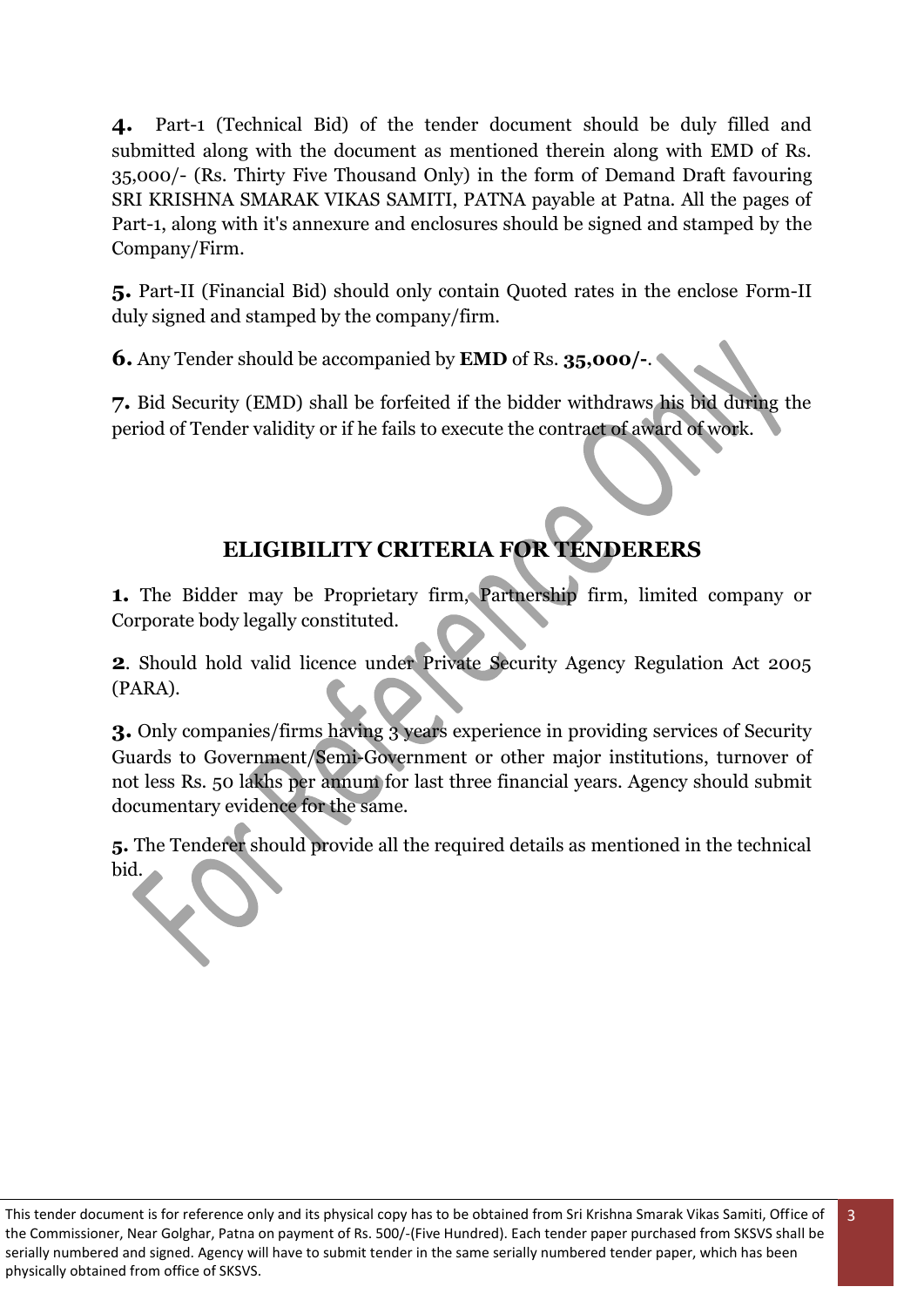**4.** Part-1 (Technical Bid) of the tender document should be duly filled and submitted along with the document as mentioned therein along with EMD of Rs. 35,000/- (Rs. Thirty Five Thousand Only) in the form of Demand Draft favouring SRI KRISHNA SMARAK VIKAS SAMITI, PATNA payable at Patna. All the pages of Part-1, along with it's annexure and enclosures should be signed and stamped by the Company/Firm.

**5.** Part-II (Financial Bid) should only contain Quoted rates in the enclose Form-II duly signed and stamped by the company/firm.

**6.** Any Tender should be accompanied by **EMD** of Rs. **35,000/-**.

**7.** Bid Security (EMD) shall be forfeited if the bidder withdraws his bid during the period of Tender validity or if he fails to execute the contract of award of work.

## ELIGIBILITY CRITERIA FOR TENDERERS

**1.** The Bidder may be Proprietary firm, Partnership firm, limited company or Corporate body legally constituted.

**2**. Should hold valid licence under Private Security Agency Regulation Act 2005 (PARA).

**3.** Only companies/firms having 3 years experience in providing services of Security Guards to Government/Semi-Government or other major institutions, turnover of not less Rs. 50 lakhs per annum for last three financial years. Agency should submit documentary evidence for the same.

**5.** The Tenderer should provide all the required details as mentioned in the technical bid.

This tender document is for reference only and its physical copy has to be obtained from Sri Krishna Smarak Vikas Samiti, Office of the Commissioner, Near Golghar, Patna on payment of Rs. 500/-(Five Hundred). Each tender paper purchased from SKSVS shall be serially numbered and signed. Agency will have to submit tender in the same serially numbered tender paper, which has been physically obtained from office of SKSVS.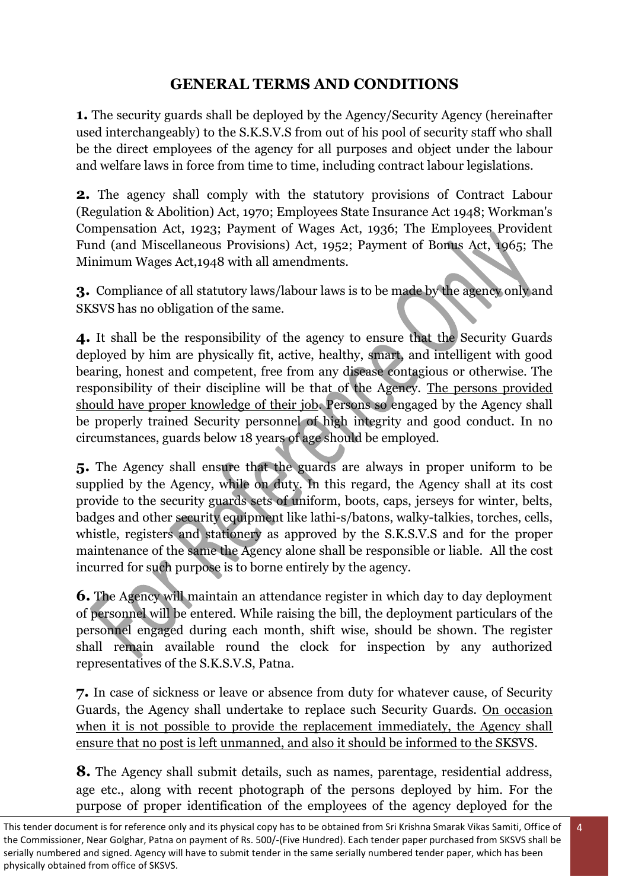## GENERAL TERMS AND CONDITIONS

**1.** The security guards shall be deployed by the Agency/Security Agency (hereinafter used interchangeably) to the S.K.S.V.S from out of his pool of security staff who shall be the direct employees of the agency for all purposes and object under the labour and welfare laws in force from time to time, including contract labour legislations.

**2.** The agency shall comply with the statutory provisions of Contract Labour (Regulation & Abolition) Act, 1970; Employees State Insurance Act 1948; Workman's Compensation Act, 1923; Payment of Wages Act, 1936; The Employees Provident Fund (and Miscellaneous Provisions) Act, 1952; Payment of Bonus Act, 1965; The Minimum Wages Act,1948 with all amendments.

**3.** Compliance of all statutory laws/labour laws is to be made by the agency only and SKSVS has no obligation of the same.

**4.** It shall be the responsibility of the agency to ensure that the Security Guards deployed by him are physically fit, active, healthy, smart, and intelligent with good bearing, honest and competent, free from any disease contagious or otherwise. The responsibility of their discipline will be that of the Agency. <u>The persons provided should have proper knowledge of their job</u>. Persons so engaged by the Agency shall be properly trained Security personnel of high integrity and good conduct. In no circumstances, guards below 18 years of age should be employed.

**5.** The Agency shall ensure that the guards are always in proper uniform to be supplied by the Agency, while on duty. In this regard, the Agency shall at its cost provide to the security guards sets of uniform, boots, caps, jerseys for winter, belts, badges and other security equipment like lathi-s/batons, walky-talkies, torches, cells, whistle, registers and stationery as approved by the S.K.S.V.S and for the proper maintenance of the same the Agency alone shall be responsible or liable. All the cost incurred for such purpose is to borne entirely by the agency.

**6.** The Agency will maintain an attendance register in which day to day deployment of personnel will be entered. While raising the bill, the deployment particulars of the personnel engaged during each month, shift wise, should be shown. The register shall remain available round the clock for inspection by any authorized representatives of the S.K.S.V.S, Patna.

**7.** In case of sickness or leave or absence from duty for whatever cause, of Security Guards, the Agency shall undertake to replace such Security Guards. <u>On occasion when it is not possible to provide the replacement immediately, the Agency shall ensure that no post is left unmanned, and also it should be informed to the SKSVS</u>.

**8.** The Agency shall submit details, such as names, parentage, residential address, age etc., along with recent photograph of the persons deployed by him. For the purpose of proper identification of the employees of the agency deployed for the

This tender document is for reference only and its physical copy has to be obtained from Sri Krishna Smarak Vikas Samiti, Office of the Commissioner, Near Golghar, Patna on payment of Rs. 500/-(Five Hundred). Each tender paper purchased from SKSVS shall be serially numbered and signed. Agency will have to submit tender in the same serially numbered tender paper, which has been physically obtained from office of SKSVS.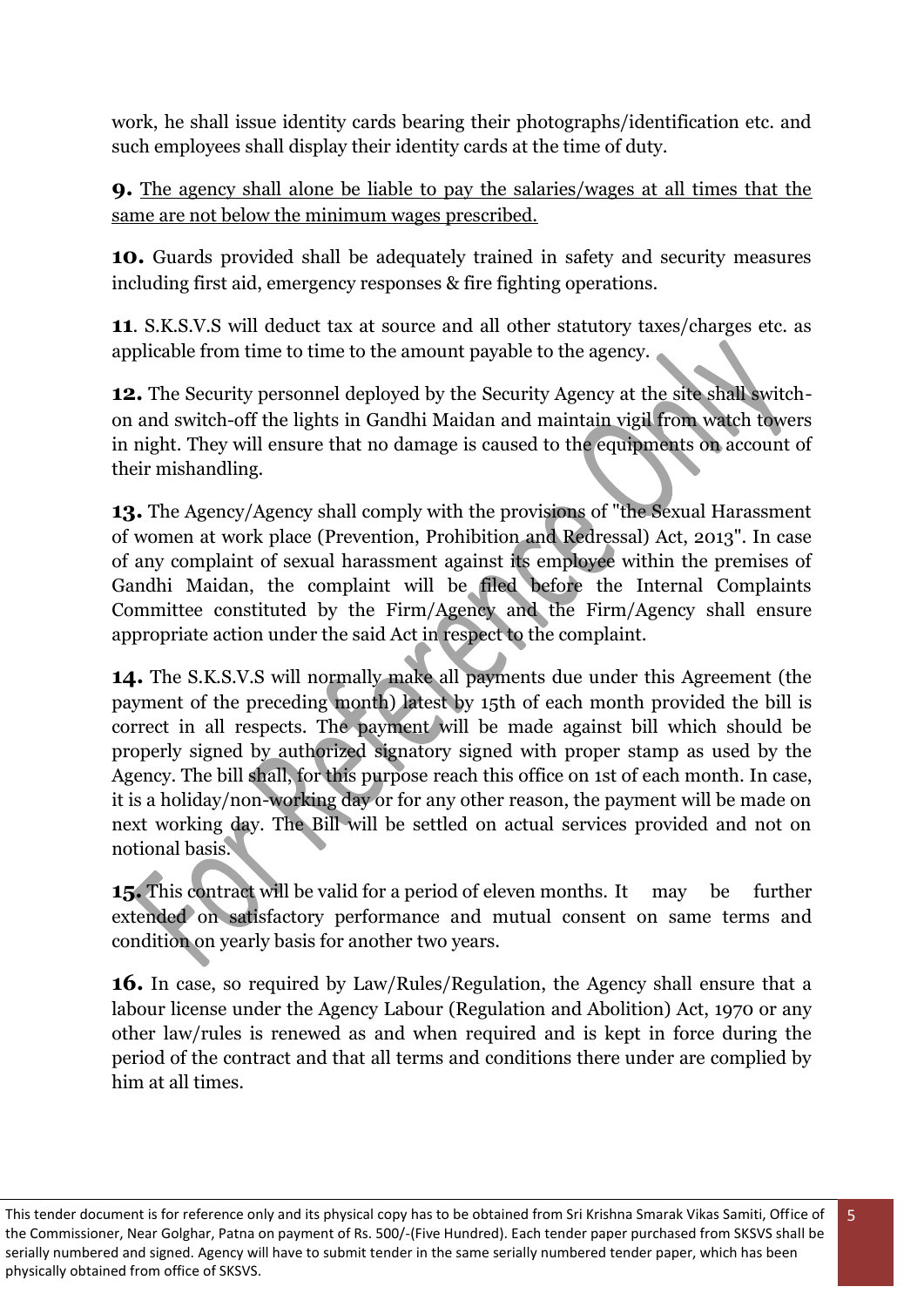work, he shall issue identity cards bearing their photographs/identification etc. and such employees shall display their identity cards at the time of duty.

**9.** The agency shall alone be liable to pay the salaries/wages at all times that the same are not below the minimum wages prescribed.

**10.** Guards provided shall be adequately trained in safety and security measures including first aid, emergency responses & fire fighting operations.

**11**. S.K.S.V.S will deduct tax at source and all other statutory taxes/charges etc. as applicable from time to time to the amount payable to the agency.

**12.** The Security personnel deployed by the Security Agency at the site shall switch-on and switch-off the lights in Gandhi Maidan and maintain vigil from watch towers in night. They will ensure that no damage is caused to the equipments on account of their mishandling.

**13.** The Agency/Agency shall comply with the provisions of "the Sexual Harassment of women at work place (Prevention, Prohibition and Redressal) Act, 2013". In case of any complaint of sexual harassment against its employee within the premises of Gandhi Maidan, the complaint will be filed before the Internal Complaints Committee constituted by the Firm/Agency and the Firm/Agency shall ensure appropriate action under the said Act in respect to the complaint.

**14.** The S.K.S.V.S will normally make all payments due under this Agreement (the payment of the preceding month) latest by 15th of each month provided the bill is correct in all respects. The payment will be made against bill which should be properly signed by authorized signatory signed with proper stamp as used by the Agency. The bill shall, for this purpose reach this office on 1st of each month. In case, it is a holiday/non-working day or for any other reason, the payment will be made on next working day. The Bill will be settled on actual services provided and not on notional basis.

**15.** This contract will be valid for a period of eleven months. It may be further extended on satisfactory performance and mutual consent on same terms and condition on yearly basis for another two years.

**16.** In case, so required by Law/Rules/Regulation, the Agency shall ensure that a labour license under the Agency Labour (Regulation and Abolition) Act, 1970 or any other law/rules is renewed as and when required and is kept in force during the period of the contract and that all terms and conditions there under are complied by him at all times.

This tender document is for reference only and its physical copy has to be obtained from Sri Krishna Smarak Vikas Samiti, Office of the Commissioner, Near Golghar, Patna on payment of Rs. 500/-(Five Hundred). Each tender paper purchased from SKSVS shall be serially numbered and signed. Agency will have to submit tender in the same serially numbered tender paper, which has been physically obtained from office of SKSVS.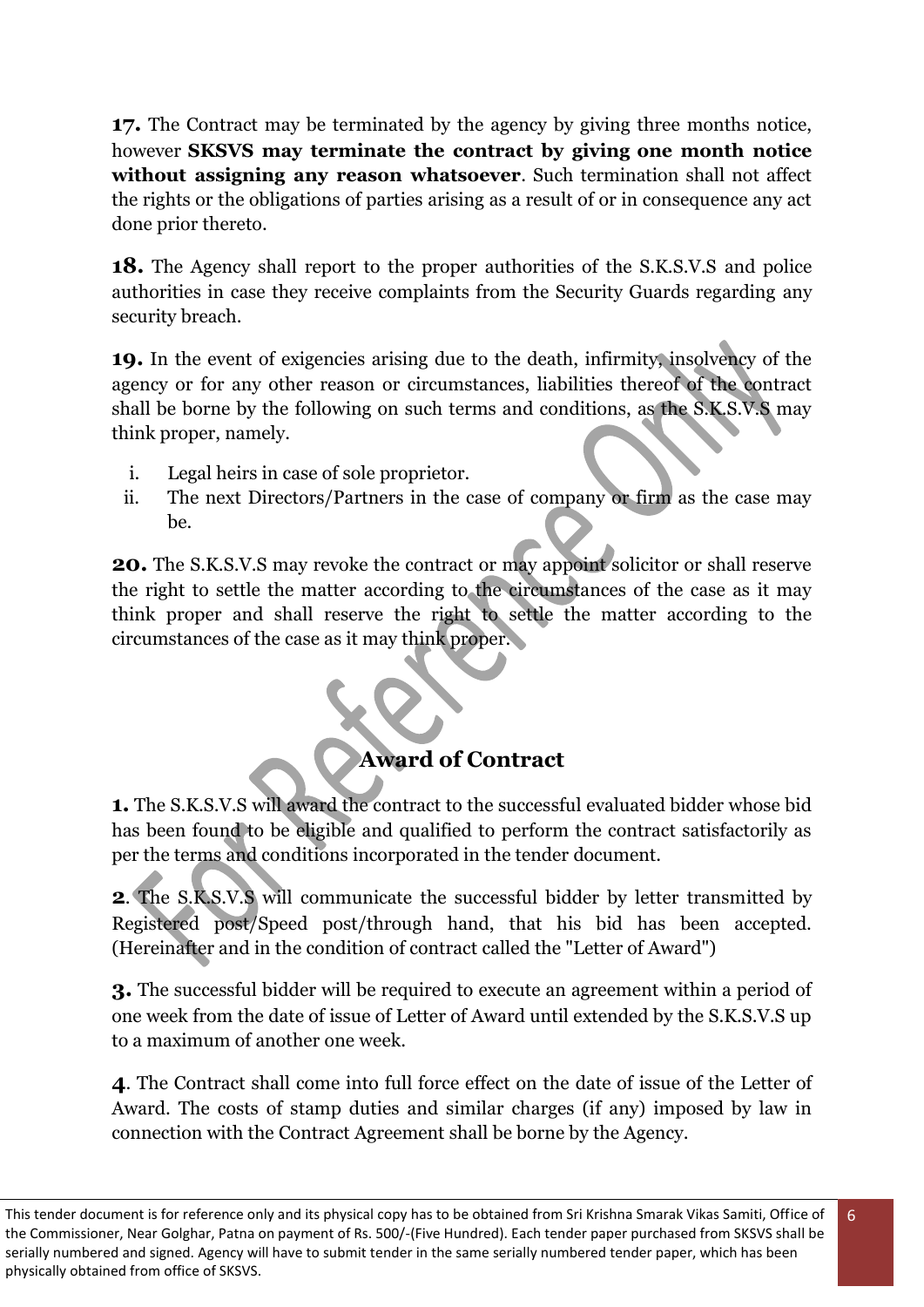**17.** The Contract may be terminated by the agency by giving three months notice, however **SKSVS may terminate the contract by giving one month notice without assigning any reason whatsoever**. Such termination shall not affect the rights or the obligations of parties arising as a result of or in consequence any act done prior thereto.

**18.** The Agency shall report to the proper authorities of the S.K.S.V.S and police authorities in case they receive complaints from the Security Guards regarding any security breach.

**19.** In the event of exigencies arising due to the death, infirmity, insolvency of the agency or for any other reason or circumstances, liabilities thereof of the contract shall be borne by the following on such terms and conditions, as the S.K.S.V.S may think proper, namely.

i. Legal heirs in case of sole proprietor.
ii. The next Directors/Partners in the case of company or firm as the case may be.

**20.** The S.K.S.V.S may revoke the contract or may appoint solicitor or shall reserve the right to settle the matter according to the circumstances of the case as it may think proper and shall reserve the right to settle the matter according to the circumstances of the case as it may think proper.

## Award of Contract

**1.** The S.K.S.V.S will award the contract to the successful evaluated bidder whose bid has been found to be eligible and qualified to perform the contract satisfactorily as per the terms and conditions incorporated in the tender document.

**2**. The S.K.S.V.S will communicate the successful bidder by letter transmitted by Registered post/Speed post/through hand, that his bid has been accepted. (Hereinafter and in the condition of contract called the "Letter of Award")

**3.** The successful bidder will be required to execute an agreement within a period of one week from the date of issue of Letter of Award until extended by the S.K.S.V.S up to a maximum of another one week.

**4**. The Contract shall come into full force effect on the date of issue of the Letter of Award. The costs of stamp duties and similar charges (if any) imposed by law in connection with the Contract Agreement shall be borne by the Agency.

This tender document is for reference only and its physical copy has to be obtained from Sri Krishna Smarak Vikas Samiti, Office of the Commissioner, Near Golghar, Patna on payment of Rs. 500/-(Five Hundred). Each tender paper purchased from SKSVS shall be serially numbered and signed. Agency will have to submit tender in the same serially numbered tender paper, which has been physically obtained from office of SKSVS.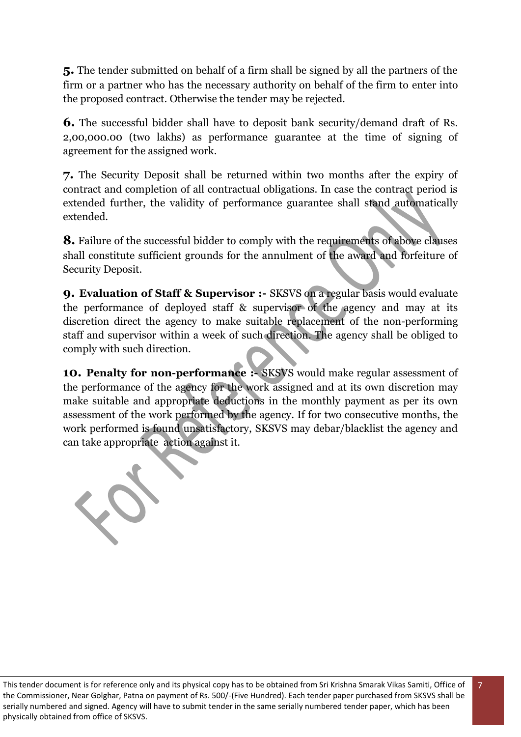**5.** The tender submitted on behalf of a firm shall be signed by all the partners of the firm or a partner who has the necessary authority on behalf of the firm to enter into the proposed contract. Otherwise the tender may be rejected.

**6.** The successful bidder shall have to deposit bank security/demand draft of Rs. 2,00,000.00 (two lakhs) as performance guarantee at the time of signing of agreement for the assigned work.

**7.** The Security Deposit shall be returned within two months after the expiry of contract and completion of all contractual obligations. In case the contract period is extended further, the validity of performance guarantee shall stand automatically extended.

**8.** Failure of the successful bidder to comply with the requirements of above clauses shall constitute sufficient grounds for the annulment of the award and forfeiture of Security Deposit.

**9. Evaluation of Staff & Supervisor :-** SKSVS on a regular basis would evaluate the performance of deployed staff & supervisor of the agency and may at its discretion direct the agency to make suitable replacement of the non-performing staff and supervisor within a week of such direction. The agency shall be obliged to comply with such direction.

**10. Penalty for non-performance :-** SKSVS would make regular assessment of the performance of the agency for the work assigned and at its own discretion may make suitable and appropriate deductions in the monthly payment as per its own assessment of the work performed by the agency. If for two consecutive months, the work performed is found unsatisfactory, SKSVS may debar/blacklist the agency and can take appropriate action against it.

This tender document is for reference only and its physical copy has to be obtained from Sri Krishna Smarak Vikas Samiti, Office of the Commissioner, Near Golghar, Patna on payment of Rs. 500/-(Five Hundred). Each tender paper purchased from SKSVS shall be serially numbered and signed. Agency will have to submit tender in the same serially numbered tender paper, which has been physically obtained from office of SKSVS.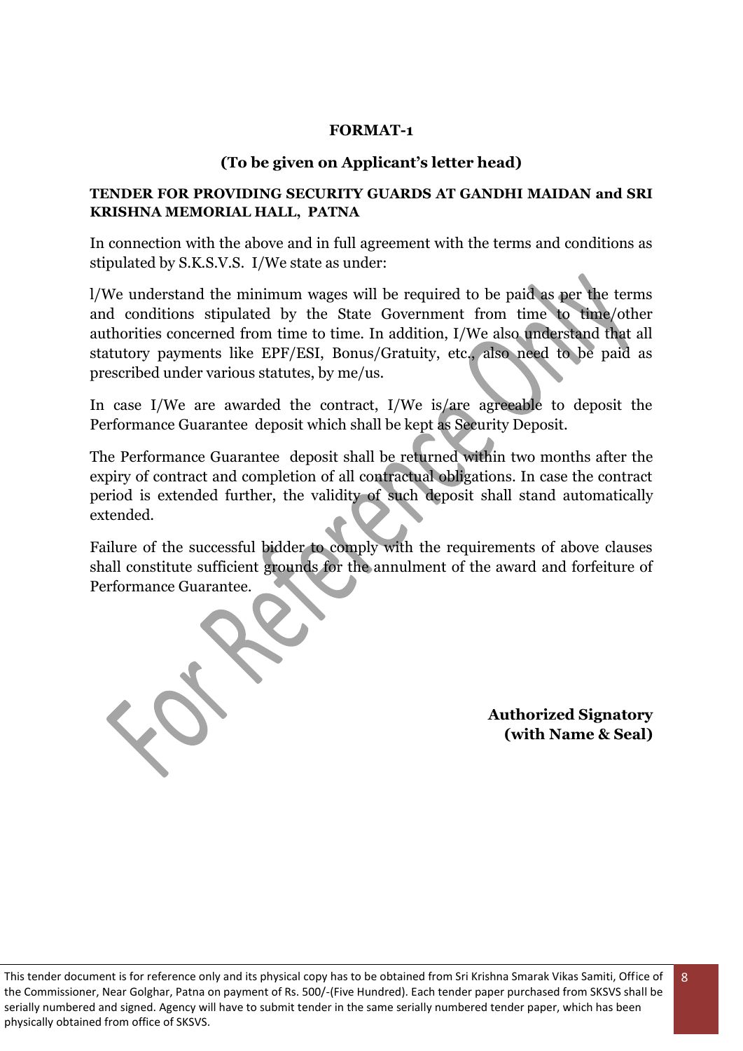**FORMAT-1**

**(To be given on Applicant's letter head)**

**TENDER FOR PROVIDING SECURITY GUARDS AT GANDHI MAIDAN and SRI KRISHNA MEMORIAL HALL, PATNA**

In connection with the above and in full agreement with the terms and conditions as stipulated by S.K.S.V.S. I/We state as under:

l/We understand the minimum wages will be required to be paid as per the terms and conditions stipulated by the State Government from time to time/other authorities concerned from time to time. In addition, I/We also understand that all statutory payments like EPF/ESI, Bonus/Gratuity, etc., also need to be paid as prescribed under various statutes, by me/us.

In case I/We are awarded the contract, I/We is/are agreeable to deposit the Performance Guarantee deposit which shall be kept as Security Deposit.

The Performance Guarantee deposit shall be returned within two months after the expiry of contract and completion of all contractual obligations. In case the contract period is extended further, the validity of such deposit shall stand automatically extended.

Failure of the successful bidder to comply with the requirements of above clauses shall constitute sufficient grounds for the annulment of the award and forfeiture of Performance Guarantee.

**Authorized Signatory**
**(with Name & Seal)**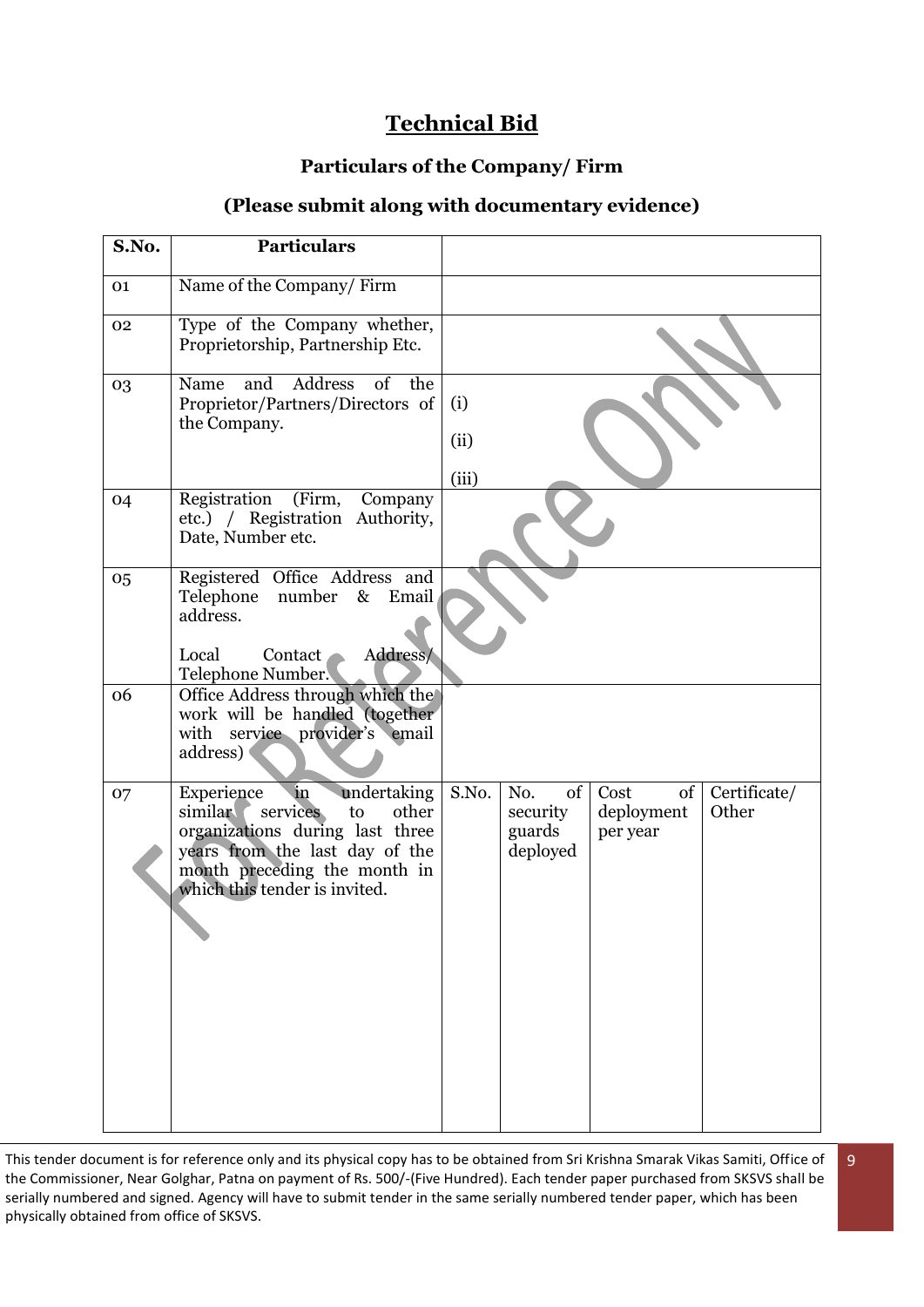# Technical Bid

## Particulars of the Company/ Firm

### (Please submit along with documentary evidence)

| S.No. | Particulars | | | | |
|---|---|---|---|---|---|
| 01 | Name of the Company/ Firm | | | | |
| 02 | Type of the Company whether, Proprietorship, Partnership Etc. | | | | |
| 03 | Name and Address of the Proprietor/Partners/Directors of the Company. | (i)<br>(ii)<br>(iii) | | | |
| 04 | Registration (Firm, Company etc.) / Registration Authority, Date, Number etc. | | | | |
| 05 | Registered Office Address and Telephone number & Email address.<br><br>Local Contact Address/ Telephone Number. | | | | |
| 06 | Office Address through which the work will be handled (together with service provider's email address) | | | | |
| 07 | Experience in undertaking similar services to other organizations during last three years from the last day of the month preceding the month in which this tender is invited. | S.No. | No. of security guards deployed | Cost of deployment per year | Certificate/ Other |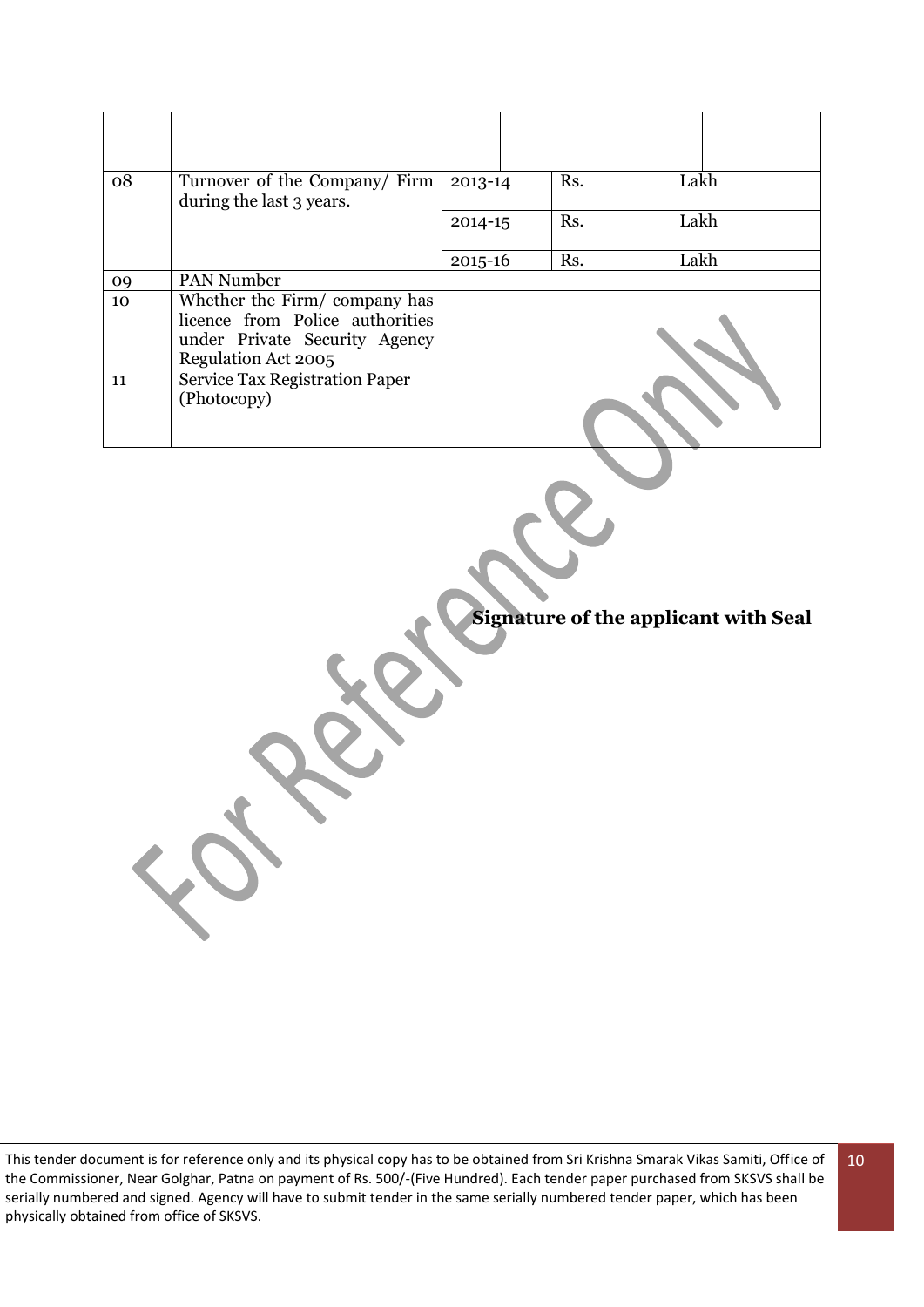| | | | | | | |
|---|---|---|---|---|---|---|
| | | | | | | |
| 08 | Turnover of the Company/ Firm during the last 3 years. | 2013-14 | | Rs. | | Lakh |
| | | 2014-15 | | Rs. | | Lakh |
| | | 2015-16 | | Rs. | | Lakh |
| 09 | PAN Number | | | | | |
| 10 | Whether the Firm/ company has licence from Police authorities under Private Security Agency Regulation Act 2005 | | | | | |
| 11 | Service Tax Registration Paper (Photocopy) | | | | | |

For Reference Only

**Signature of the applicant with Seal**

This tender document is for reference only and its physical copy has to be obtained from Sri Krishna Smarak Vikas Samiti, Office of the Commissioner, Near Golghar, Patna on payment of Rs. 500/-(Five Hundred). Each tender paper purchased from SKSVS shall be serially numbered and signed. Agency will have to submit tender in the same serially numbered tender paper, which has been physically obtained from office of SKSVS.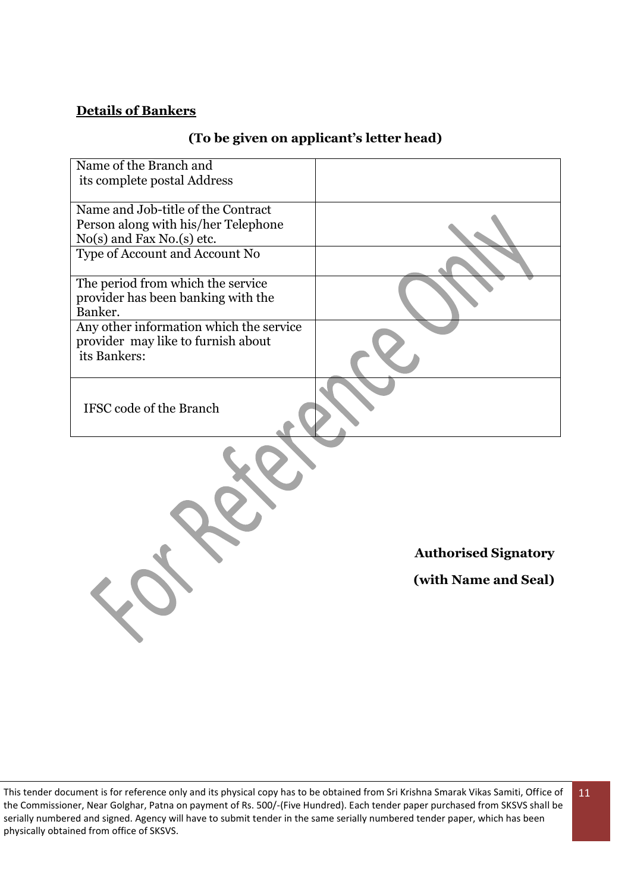**Details of Bankers**

**(To be given on applicant's letter head)**

| | |
|---|---|
| Name of the Branch and its complete postal Address | |
| Name and Job-title of the Contract Person along with his/her Telephone No(s) and Fax No.(s) etc. | |
| Type of Account and Account No | |
| The period from which the service provider has been banking with the Banker. | |
| Any other information which the service provider may like to furnish about its Bankers: | |
| IFSC code of the Branch | |

**Authorised Signatory**

**(with Name and Seal)**

This tender document is for reference only and its physical copy has to be obtained from Sri Krishna Smarak Vikas Samiti, Office of the Commissioner, Near Golghar, Patna on payment of Rs. 500/-(Five Hundred). Each tender paper purchased from SKSVS shall be serially numbered and signed. Agency will have to submit tender in the same serially numbered tender paper, which has been physically obtained from office of SKSVS.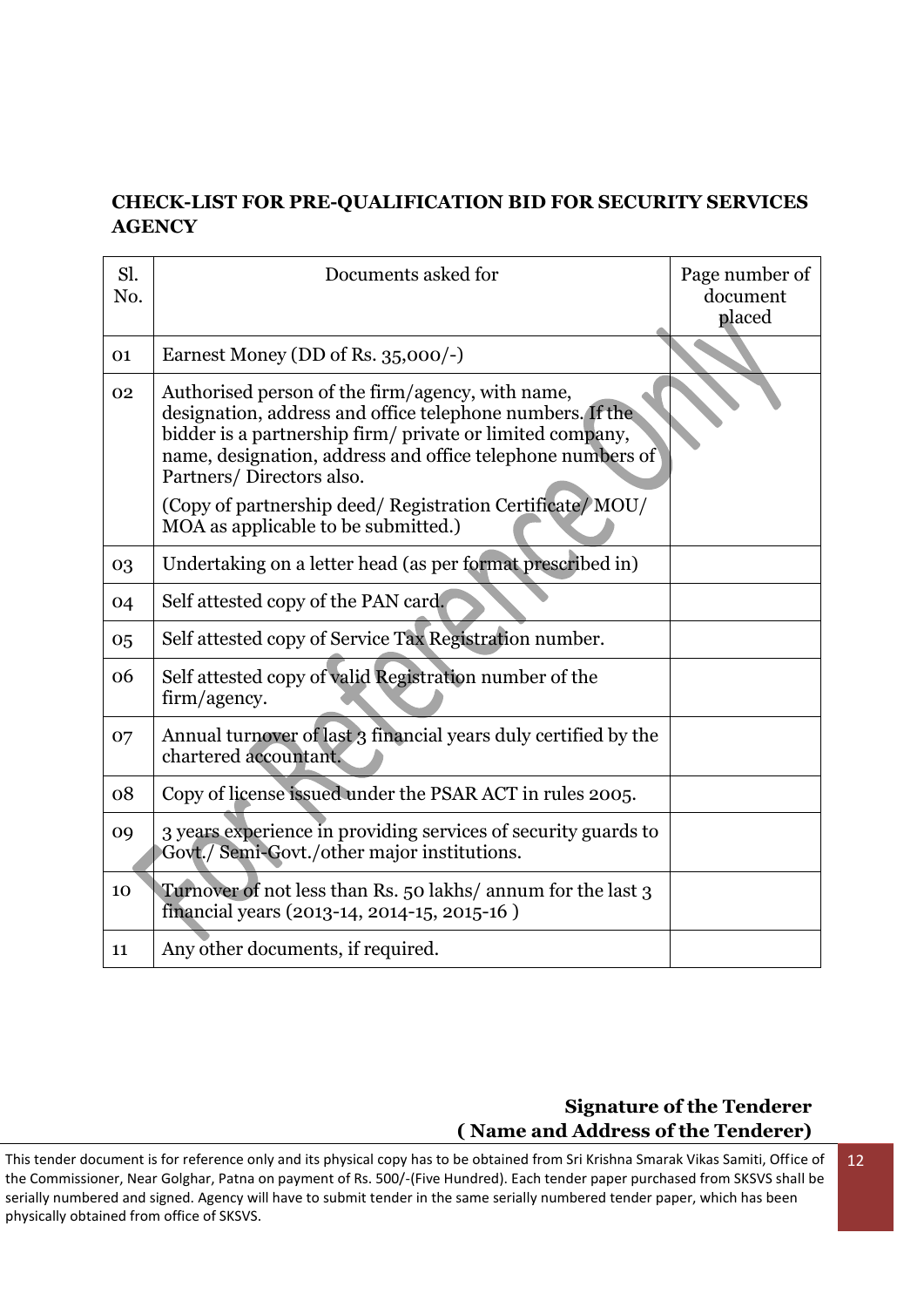**CHECK-LIST FOR PRE-QUALIFICATION BID FOR SECURITY SERVICES AGENCY**

| Sl. No. | Documents asked for | Page number of document placed |
|---|---|---|
| 01 | Earnest Money (DD of Rs. 35,000/-) | |
| 02 | Authorised person of the firm/agency, with name, designation, address and office telephone numbers. If the bidder is a partnership firm/ private or limited company, name, designation, address and office telephone numbers of Partners/ Directors also.<br>(Copy of partnership deed/ Registration Certificate/ MOU/ MOA as applicable to be submitted.) | |
| 03 | Undertaking on a letter head (as per format prescribed in) | |
| 04 | Self attested copy of the PAN card. | |
| 05 | Self attested copy of Service Tax Registration number. | |
| 06 | Self attested copy of valid Registration number of the firm/agency. | |
| 07 | Annual turnover of last 3 financial years duly certified by the chartered accountant. | |
| 08 | Copy of license issued under the PSAR ACT in rules 2005. | |
| 09 | 3 years experience in providing services of security guards to Govt./ Semi-Govt./other major institutions. | |
| 10 | Turnover of not less than Rs. 50 lakhs/ annum for the last 3 financial years (2013-14, 2014-15, 2015-16 ) | |
| 11 | Any other documents, if required. | |

**Signature of the Tenderer**
**( Name and Address of the Tenderer)**

This tender document is for reference only and its physical copy has to be obtained from Sri Krishna Smarak Vikas Samiti, Office of the Commissioner, Near Golghar, Patna on payment of Rs. 500/-(Five Hundred). Each tender paper purchased from SKSVS shall be serially numbered and signed. Agency will have to submit tender in the same serially numbered tender paper, which has been physically obtained from office of SKSVS.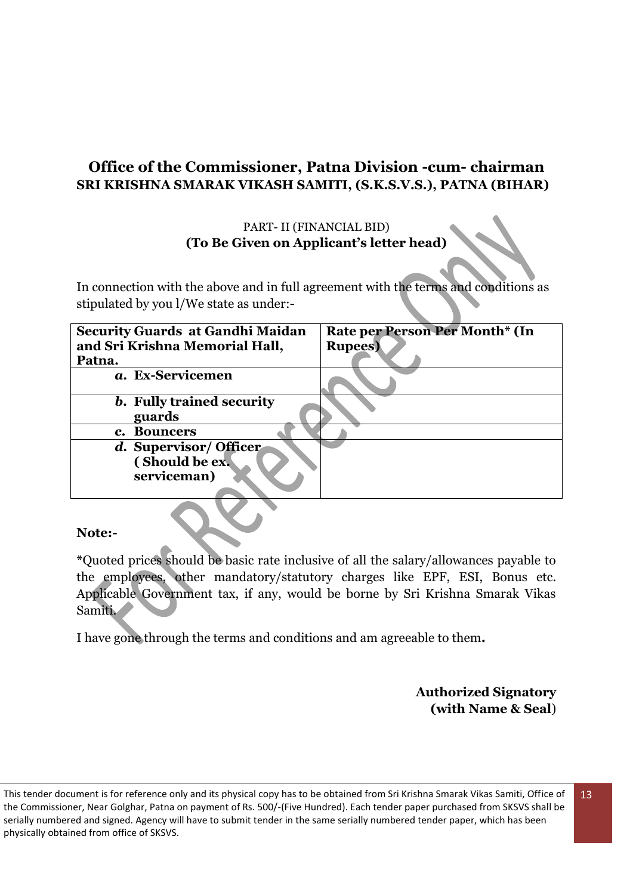## Office of the Commissioner, Patna Division -cum- chairman
### SRI KRISHNA SMARAK VIKASH SAMITI, (S.K.S.V.S.), PATNA (BIHAR)

PART- II (FINANCIAL BID)
**(To Be Given on Applicant's letter head)**

In connection with the above and in full agreement with the terms and conditions as stipulated by you l/We state as under:-

| **Security Guards at Gandhi Maidan and Sri Krishna Memorial Hall, Patna.** | **Rate per Person Per Month* (In Rupees)** |
|---|---|
| ***a.*** **Ex-Servicemen** | |
| ***b.*** **Fully trained security guards** | |
| ***c.*** **Bouncers** | |
| ***d.*** **Supervisor/ Officer ( Should be ex. serviceman)** | |

**Note:-**

*Quoted prices should be basic rate inclusive of all the salary/allowances payable to the employees, other mandatory/statutory charges like EPF, ESI, Bonus etc. Applicable Government tax, if any, would be borne by Sri Krishna Smarak Vikas Samiti.

I have gone through the terms and conditions and am agreeable to them**.**

**Authorized Signatory**
**(with Name & Seal**)

This tender document is for reference only and its physical copy has to be obtained from Sri Krishna Smarak Vikas Samiti, Office of the Commissioner, Near Golghar, Patna on payment of Rs. 500/-(Five Hundred). Each tender paper purchased from SKSVS shall be serially numbered and signed. Agency will have to submit tender in the same serially numbered tender paper, which has been physically obtained from office of SKSVS.